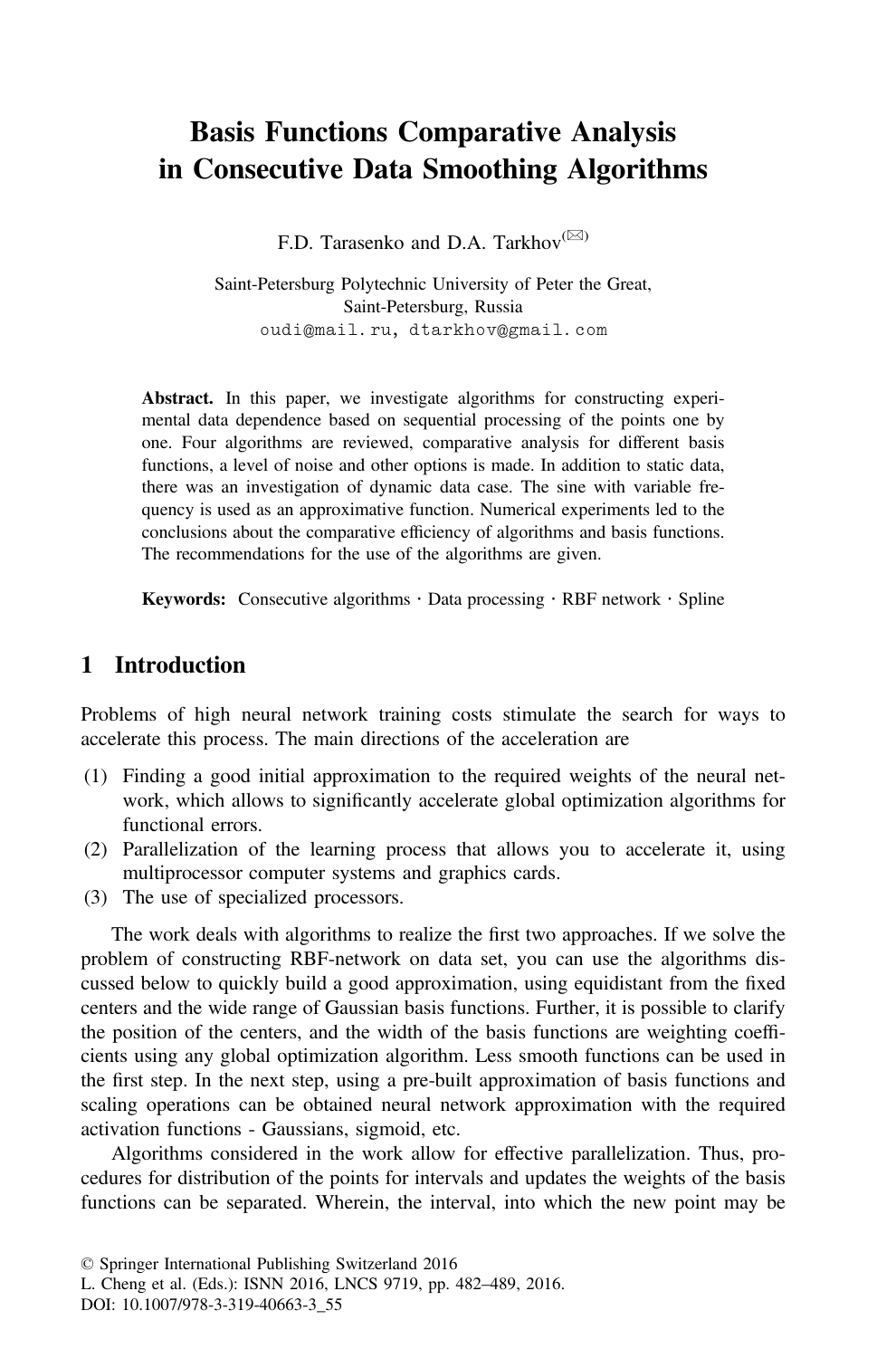# Basis Functions Comparative Analysis in Consecutive Data Smoothing Algorithms

F.D. Tarasenko and D.A. Tarkhov(✉)

Saint-Petersburg Polytechnic University of Peter the Great,
Saint-Petersburg, Russia
oudi@mail.ru, dtarkhov@gmail.com

**Abstract.** In this paper, we investigate algorithms for constructing experimental data dependence based on sequential processing of the points one by one. Four algorithms are reviewed, comparative analysis for different basis functions, a level of noise and other options is made. In addition to static data, there was an investigation of dynamic data case. The sine with variable frequency is used as an approximative function. Numerical experiments led to the conclusions about the comparative efficiency of algorithms and basis functions. The recommendations for the use of the algorithms are given.

**Keywords:** Consecutive algorithms · Data processing · RBF network · Spline

## 1 Introduction

Problems of high neural network training costs stimulate the search for ways to accelerate this process. The main directions of the acceleration are

(1) Finding a good initial approximation to the required weights of the neural network, which allows to significantly accelerate global optimization algorithms for functional errors.
(2) Parallelization of the learning process that allows you to accelerate it, using multiprocessor computer systems and graphics cards.
(3) The use of specialized processors.

The work deals with algorithms to realize the first two approaches. If we solve the problem of constructing RBF-network on data set, you can use the algorithms discussed below to quickly build a good approximation, using equidistant from the fixed centers and the wide range of Gaussian basis functions. Further, it is possible to clarify the position of the centers, and the width of the basis functions are weighting coefficients using any global optimization algorithm. Less smooth functions can be used in the first step. In the next step, using a pre-built approximation of basis functions and scaling operations can be obtained neural network approximation with the required activation functions - Gaussians, sigmoid, etc.

Algorithms considered in the work allow for effective parallelization. Thus, procedures for distribution of the points for intervals and updates the weights of the basis functions can be separated. Wherein, the interval, into which the new point may be

© Springer International Publishing Switzerland 2016
L. Cheng et al. (Eds.): ISNN 2016, LNCS 9719, pp. 482–489, 2016.
DOI: 10.1007/978-3-319-40663-3_55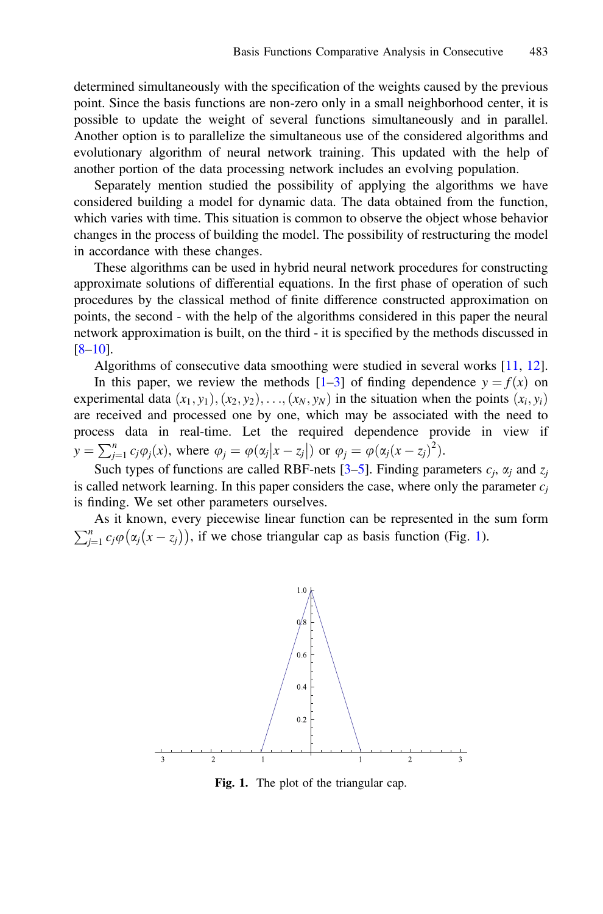determined simultaneously with the specification of the weights caused by the previous point. Since the basis functions are non-zero only in a small neighborhood center, it is possible to update the weight of several functions simultaneously and in parallel. Another option is to parallelize the simultaneous use of the considered algorithms and evolutionary algorithm of neural network training. This updated with the help of another portion of the data processing network includes an evolving population.

Separately mention studied the possibility of applying the algorithms we have considered building a model for dynamic data. The data obtained from the function, which varies with time. This situation is common to observe the object whose behavior changes in the process of building the model. The possibility of restructuring the model in accordance with these changes.

These algorithms can be used in hybrid neural network procedures for constructing approximate solutions of differential equations. In the first phase of operation of such procedures by the classical method of finite difference constructed approximation on points, the second - with the help of the algorithms considered in this paper the neural network approximation is built, on the third - it is specified by the methods discussed in [8–10].

Algorithms of consecutive data smoothing were studied in several works [11, 12].

In this paper, we review the methods [1–3] of finding dependence $y = f(x)$ on experimental data $(x_1, y_1), (x_2, y_2), \ldots, (x_N, y_N)$ in the situation when the points $(x_i, y_i)$ are received and processed one by one, which may be associated with the need to process data in real-time. Let the required dependence provide in view if $y = \sum_{j=1}^{n} c_j \varphi_j(x)$, where $\varphi_j = \varphi(\alpha_j |x - z_j|)$ or $\varphi_j = \varphi(\alpha_j (x - z_j)^2)$.

Such types of functions are called RBF-nets [3–5]. Finding parameters $c_j$, $\alpha_j$ and $z_j$ is called network learning. In this paper considers the case, where only the parameter $c_j$ is finding. We set other parameters ourselves.

As it known, every piecewise linear function can be represented in the sum form $\sum_{j=1}^{n} c_j \varphi(\alpha_j (x - z_j))$, if we chose triangular cap as basis function (Fig. 1).

**Fig. 1.** The plot of the triangular cap.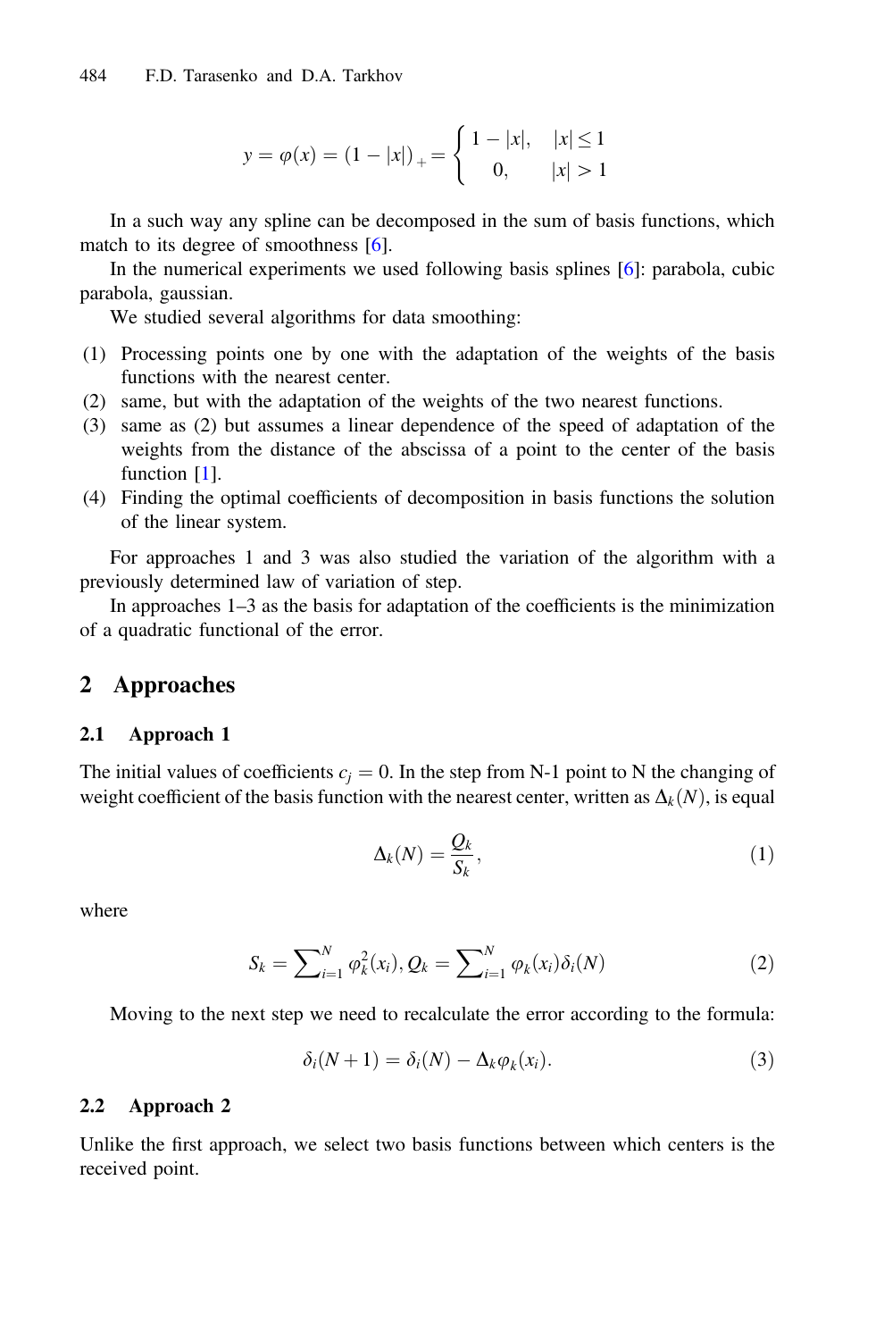$$y = \varphi(x) = (1 - |x|)_+ = \begin{cases} 1 - |x|, & |x| \le 1 \\ 0, & |x| > 1 \end{cases}$$

In a such way any spline can be decomposed in the sum of basis functions, which match to its degree of smoothness [6].

In the numerical experiments we used following basis splines [6]: parabola, cubic parabola, gaussian.

We studied several algorithms for data smoothing:

(1) Processing points one by one with the adaptation of the weights of the basis functions with the nearest center.
(2) same, but with the adaptation of the weights of the two nearest functions.
(3) same as (2) but assumes a linear dependence of the speed of adaptation of the weights from the distance of the abscissa of a point to the center of the basis function [1].
(4) Finding the optimal coefficients of decomposition in basis functions the solution of the linear system.

For approaches 1 and 3 was also studied the variation of the algorithm with a previously determined law of variation of step.

In approaches 1–3 as the basis for adaptation of the coefficients is the minimization of a quadratic functional of the error.

## 2 Approaches

### 2.1 Approach 1

The initial values of coefficients $c_j = 0$. In the step from N-1 point to N the changing of weight coefficient of the basis function with the nearest center, written as $\Delta_k(N)$, is equal

$$\Delta_k(N) = \frac{Q_k}{S_k}, \tag{1}$$

where

$$S_k = \sum\nolimits_{i=1}^{N} \varphi_k^2(x_i), Q_k = \sum\nolimits_{i=1}^{N} \varphi_k(x_i)\delta_i(N) \tag{2}$$

Moving to the next step we need to recalculate the error according to the formula:

$$\delta_i(N+1) = \delta_i(N) - \Delta_k \varphi_k(x_i). \tag{3}$$

### 2.2 Approach 2

Unlike the first approach, we select two basis functions between which centers is the received point.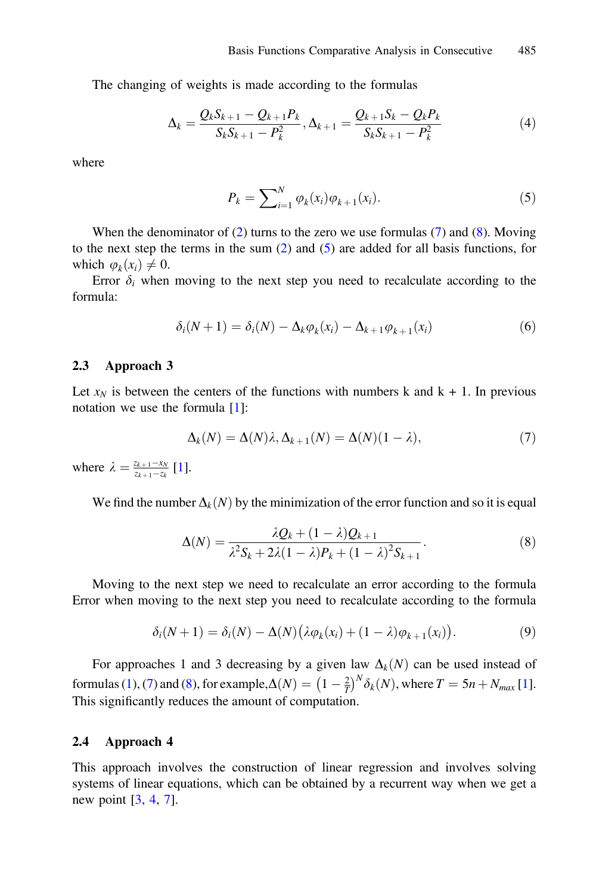The changing of weights is made according to the formulas

$$\Delta_k = \frac{Q_k S_{k+1} - Q_{k+1} P_k}{S_k S_{k+1} - P_k^2}, \Delta_{k+1} = \frac{Q_{k+1} S_k - Q_k P_k}{S_k S_{k+1} - P_k^2} \tag{4}$$

where

$$P_k = \sum\nolimits_{i=1}^{N} \varphi_k(x_i)\varphi_{k+1}(x_i). \tag{5}$$

When the denominator of (2) turns to the zero we use formulas (7) and (8). Moving to the next step the terms in the sum (2) and (5) are added for all basis functions, for which $\varphi_k(x_i) \neq 0$.

Error $\delta_i$ when moving to the next step you need to recalculate according to the formula:

$$\delta_i(N+1) = \delta_i(N) - \Delta_k \varphi_k(x_i) - \Delta_{k+1}\varphi_{k+1}(x_i) \tag{6}$$

### 2.3 Approach 3

Let $x_N$ is between the centers of the functions with numbers k and k + 1. In previous notation we use the formula [1]:

$$\Delta_k(N) = \Delta(N)\lambda, \Delta_{k+1}(N) = \Delta(N)(1-\lambda), \tag{7}$$

where $\lambda = \frac{z_{k+1} - x_N}{z_{k+1} - z_k}$ [1].

We find the number $\Delta_k(N)$ by the minimization of the error function and so it is equal

$$\Delta(N) = \frac{\lambda Q_k + (1-\lambda) Q_{k+1}}{\lambda^2 S_k + 2\lambda(1-\lambda) P_k + (1-\lambda)^2 S_{k+1}}. \tag{8}$$

Moving to the next step we need to recalculate an error according to the formula Error when moving to the next step you need to recalculate according to the formula

$$\delta_i(N+1) = \delta_i(N) - \Delta(N)\left(\lambda\varphi_k(x_i) + (1-\lambda)\varphi_{k+1}(x_i)\right). \tag{9}$$

For approaches 1 and 3 decreasing by a given law $\Delta_k(N)$ can be used instead of formulas (1), (7) and (8), for example,$\Delta(N) = \left(1 - \frac{2}{T}\right)^N \delta_k(N)$, where $T = 5n + N_{max}$ [1]. This significantly reduces the amount of computation.

### 2.4 Approach 4

This approach involves the construction of linear regression and involves solving systems of linear equations, which can be obtained by a recurrent way when we get a new point [3, 4, 7].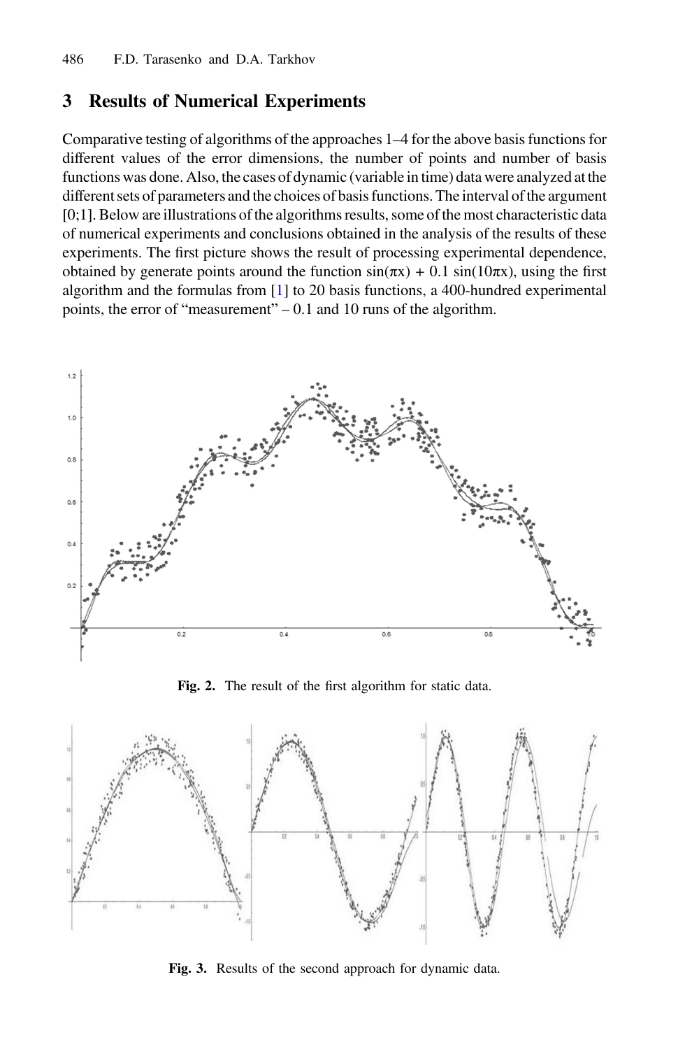## 3 Results of Numerical Experiments

Comparative testing of algorithms of the approaches 1–4 for the above basis functions for different values of the error dimensions, the number of points and number of basis functions was done. Also, the cases of dynamic (variable in time) data were analyzed at the different sets of parameters and the choices of basis functions. The interval of the argument [0;1]. Below are illustrations of the algorithms results, some of the most characteristic data of numerical experiments and conclusions obtained in the analysis of the results of these experiments. The first picture shows the result of processing experimental dependence, obtained by generate points around the function $\sin(\pi x) + 0.1\ \sin(10\pi x)$, using the first algorithm and the formulas from [1] to 20 basis functions, a 400-hundred experimental points, the error of "measurement" – 0.1 and 10 runs of the algorithm.

**Fig. 2.** The result of the first algorithm for static data.

**Fig. 3.** Results of the second approach for dynamic data.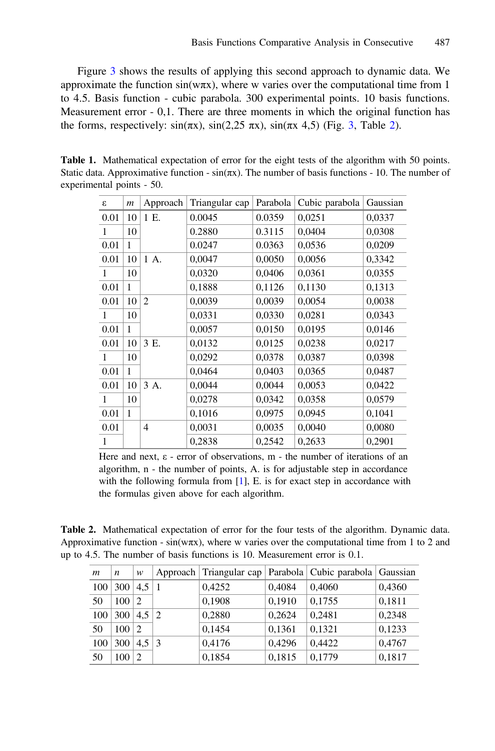Figure 3 shows the results of applying this second approach to dynamic data. We approximate the function sin(wπx), where w varies over the computational time from 1 to 4.5. Basis function - cubic parabola. 300 experimental points. 10 basis functions. Measurement error - 0,1. There are three moments in which the original function has the forms, respectively: sin(πx), sin(2,25 πx), sin(πx 4,5) (Fig. 3, Table 2).

**Table 1.** Mathematical expectation of error for the eight tests of the algorithm with 50 points. Static data. Approximative function - sin(πx). The number of basis functions - 10. The number of experimental points - 50.

| ε | *m* | Approach | Triangular cap | Parabola | Cubic parabola | Gaussian |
|---|---|---|---|---|---|---|
| 0.01 | 10 | 1 E. | 0.0045 | 0.0359 | 0,0251 | 0,0337 |
| 1 | 10 | | 0.2880 | 0.3115 | 0,0404 | 0,0308 |
| 0.01 | 1 | | 0.0247 | 0.0363 | 0,0536 | 0,0209 |
| 0.01 | 10 | 1 A. | 0,0047 | 0,0050 | 0,0056 | 0,3342 |
| 1 | 10 | | 0,0320 | 0,0406 | 0,0361 | 0,0355 |
| 0.01 | 1 | | 0,1888 | 0,1126 | 0,1130 | 0,1313 |
| 0.01 | 10 | 2 | 0,0039 | 0,0039 | 0,0054 | 0,0038 |
| 1 | 10 | | 0,0331 | 0,0330 | 0,0281 | 0,0343 |
| 0.01 | 1 | | 0,0057 | 0,0150 | 0,0195 | 0,0146 |
| 0.01 | 10 | 3 E. | 0,0132 | 0,0125 | 0,0238 | 0,0217 |
| 1 | 10 | | 0,0292 | 0,0378 | 0,0387 | 0,0398 |
| 0.01 | 1 | | 0,0464 | 0,0403 | 0,0365 | 0,0487 |
| 0.01 | 10 | 3 A. | 0,0044 | 0,0044 | 0,0053 | 0,0422 |
| 1 | 10 | | 0,0278 | 0,0342 | 0,0358 | 0,0579 |
| 0.01 | 1 | | 0,1016 | 0,0975 | 0,0945 | 0,1041 |
| 0.01 | | 4 | 0,0031 | 0,0035 | 0,0040 | 0,0080 |
| 1 | | | 0,2838 | 0,2542 | 0,2633 | 0,2901 |

Here and next, ε - error of observations, m - the number of iterations of an algorithm, n - the number of points, A. is for adjustable step in accordance with the following formula from [1], E. is for exact step in accordance with the formulas given above for each algorithm.

**Table 2.** Mathematical expectation of error for the four tests of the algorithm. Dynamic data. Approximative function - sin(wπx), where w varies over the computational time from 1 to 2 and up to 4.5. The number of basis functions is 10. Measurement error is 0.1.

| *m* | *n* | *w* | Approach | Triangular cap | Parabola | Cubic parabola | Gaussian |
|---|---|---|---|---|---|---|---|
| 100 | 300 | 4,5 | 1 | 0,4252 | 0,4084 | 0,4060 | 0,4360 |
| 50 | 100 | 2 | | 0,1908 | 0,1910 | 0,1755 | 0,1811 |
| 100 | 300 | 4,5 | 2 | 0,2880 | 0,2624 | 0,2481 | 0,2348 |
| 50 | 100 | 2 | | 0,1454 | 0,1361 | 0,1321 | 0,1233 |
| 100 | 300 | 4,5 | 3 | 0,4176 | 0,4296 | 0,4422 | 0,4767 |
| 50 | 100 | 2 | | 0,1854 | 0,1815 | 0,1779 | 0,1817 |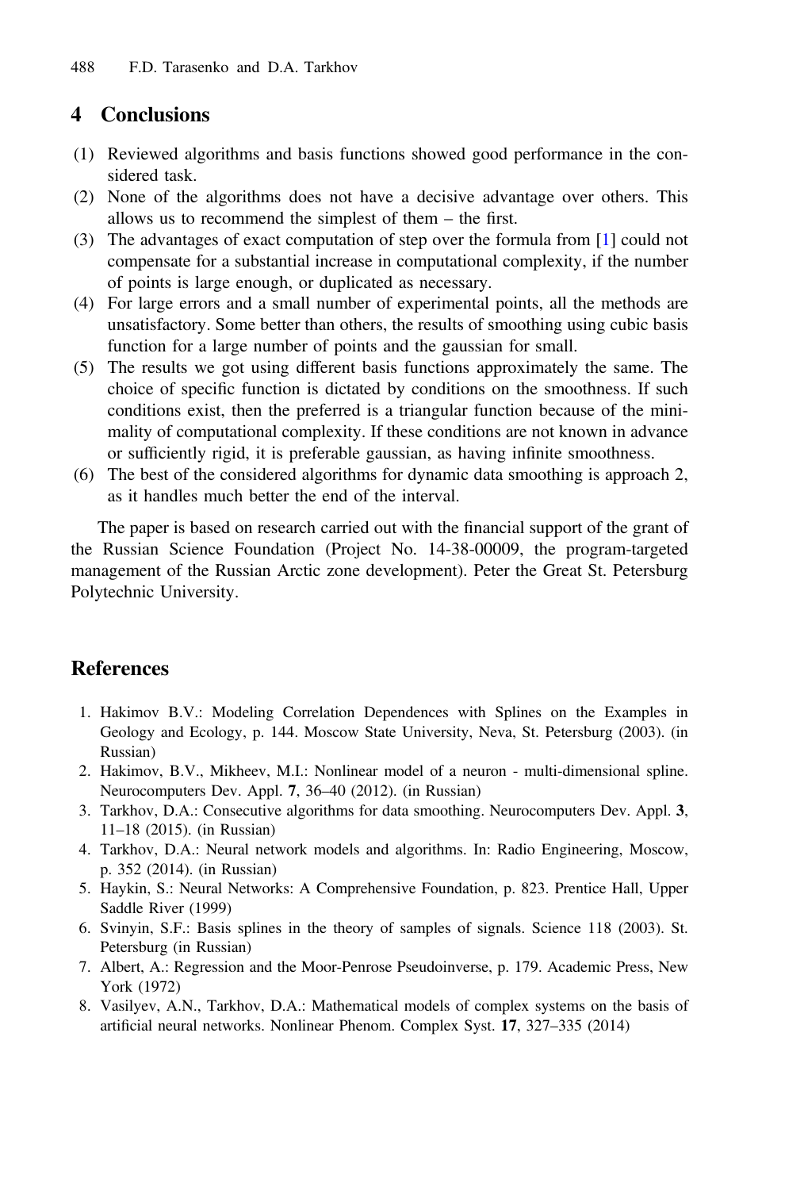## 4 Conclusions

(1) Reviewed algorithms and basis functions showed good performance in the considered task.
(2) None of the algorithms does not have a decisive advantage over others. This allows us to recommend the simplest of them – the first.
(3) The advantages of exact computation of step over the formula from [1] could not compensate for a substantial increase in computational complexity, if the number of points is large enough, or duplicated as necessary.
(4) For large errors and a small number of experimental points, all the methods are unsatisfactory. Some better than others, the results of smoothing using cubic basis function for a large number of points and the gaussian for small.
(5) The results we got using different basis functions approximately the same. The choice of specific function is dictated by conditions on the smoothness. If such conditions exist, then the preferred is a triangular function because of the minimality of computational complexity. If these conditions are not known in advance or sufficiently rigid, it is preferable gaussian, as having infinite smoothness.
(6) The best of the considered algorithms for dynamic data smoothing is approach 2, as it handles much better the end of the interval.

The paper is based on research carried out with the financial support of the grant of the Russian Science Foundation (Project No. 14-38-00009, the program-targeted management of the Russian Arctic zone development). Peter the Great St. Petersburg Polytechnic University.

## References

1. Hakimov B.V.: Modeling Correlation Dependences with Splines on the Examples in Geology and Ecology, p. 144. Moscow State University, Neva, St. Petersburg (2003). (in Russian)
2. Hakimov, B.V., Mikheev, M.I.: Nonlinear model of a neuron - multi-dimensional spline. Neurocomputers Dev. Appl. **7**, 36–40 (2012). (in Russian)
3. Tarkhov, D.A.: Consecutive algorithms for data smoothing. Neurocomputers Dev. Appl. **3**, 11–18 (2015). (in Russian)
4. Tarkhov, D.A.: Neural network models and algorithms. In: Radio Engineering, Moscow, p. 352 (2014). (in Russian)
5. Haykin, S.: Neural Networks: A Comprehensive Foundation, p. 823. Prentice Hall, Upper Saddle River (1999)
6. Svinyin, S.F.: Basis splines in the theory of samples of signals. Science 118 (2003). St. Petersburg (in Russian)
7. Albert, A.: Regression and the Moor-Penrose Pseudoinverse, p. 179. Academic Press, New York (1972)
8. Vasilyev, A.N., Tarkhov, D.A.: Mathematical models of complex systems on the basis of artificial neural networks. Nonlinear Phenom. Complex Syst. **17**, 327–335 (2014)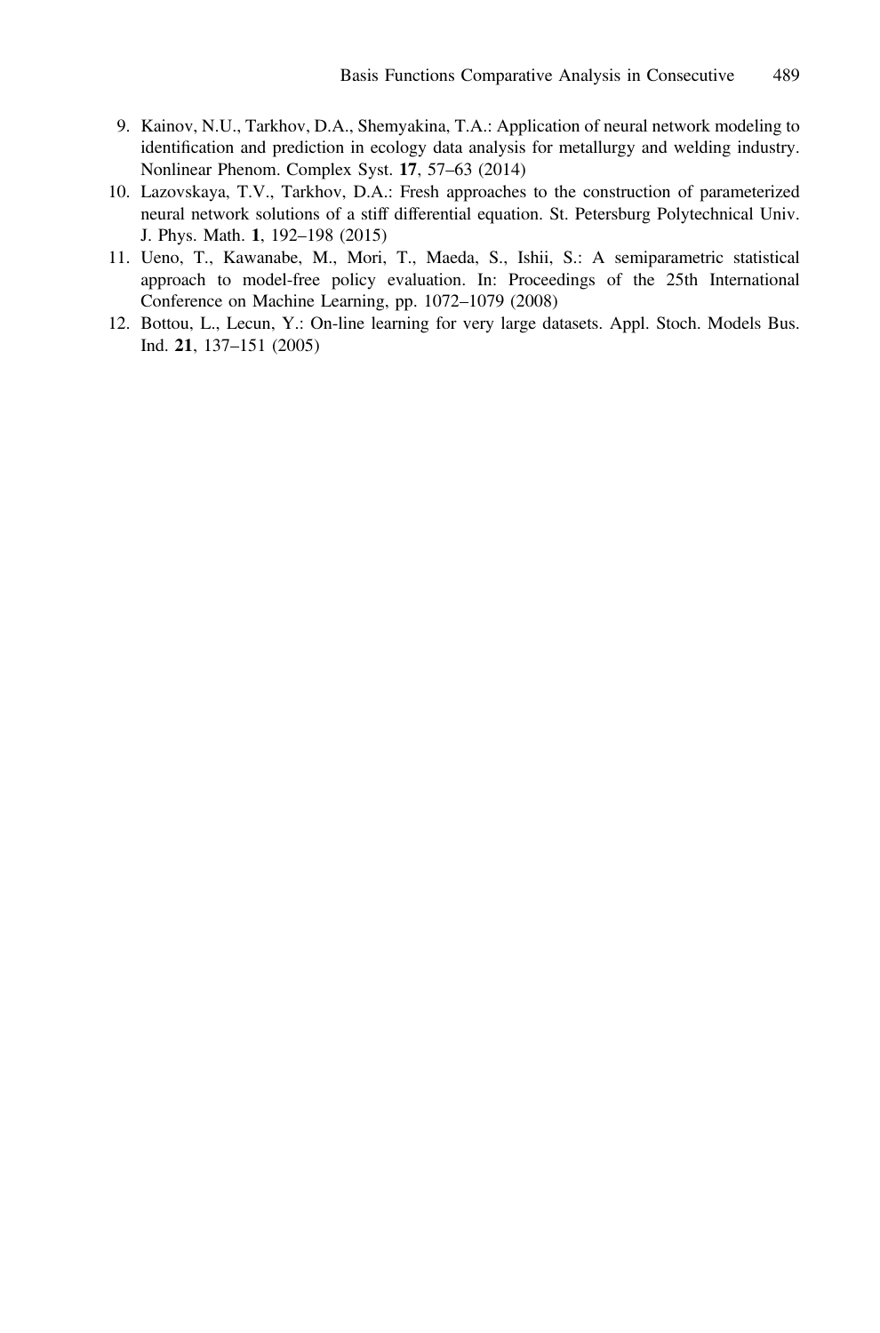9. Kainov, N.U., Tarkhov, D.A., Shemyakina, T.A.: Application of neural network modeling to identification and prediction in ecology data analysis for metallurgy and welding industry. Nonlinear Phenom. Complex Syst. **17**, 57–63 (2014)
10. Lazovskaya, T.V., Tarkhov, D.A.: Fresh approaches to the construction of parameterized neural network solutions of a stiff differential equation. St. Petersburg Polytechnical Univ. J. Phys. Math. **1**, 192–198 (2015)
11. Ueno, T., Kawanabe, M., Mori, T., Maeda, S., Ishii, S.: A semiparametric statistical approach to model-free policy evaluation. In: Proceedings of the 25th International Conference on Machine Learning, pp. 1072–1079 (2008)
12. Bottou, L., Lecun, Y.: On-line learning for very large datasets. Appl. Stoch. Models Bus. Ind. **21**, 137–151 (2005)